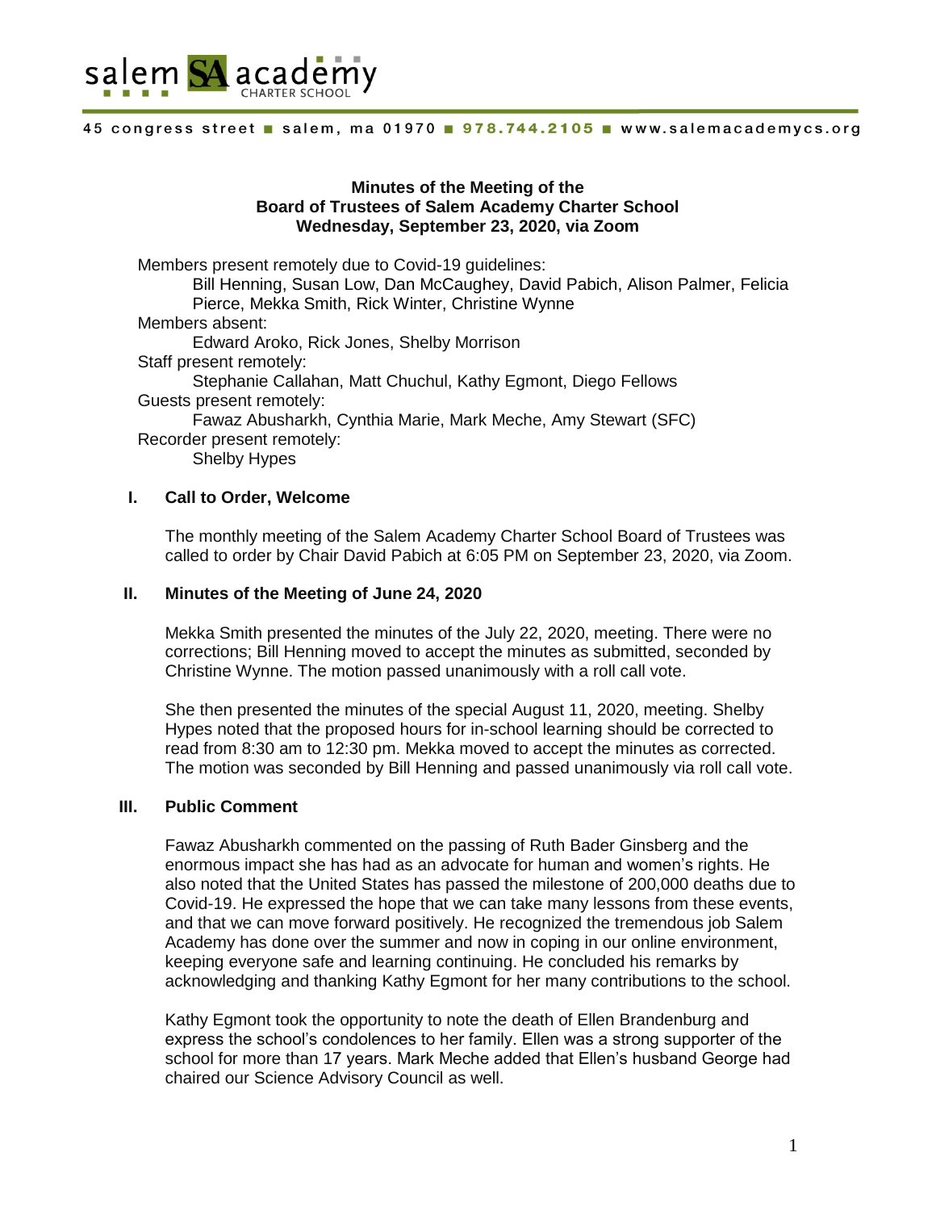salem SA academy CHARTER SCHOOL

45 congress street ■ salem, ma 01970 ■ 978.744.2105 ■ www.salemacademycs.org

**Minutes of the Meeting of the**
**Board of Trustees of Salem Academy Charter School**
**Wednesday, September 23, 2020, via Zoom**

Members present remotely due to Covid-19 guidelines:
Bill Henning, Susan Low, Dan McCaughey, David Pabich, Alison Palmer, Felicia Pierce, Mekka Smith, Rick Winter, Christine Wynne

Members absent:
Edward Aroko, Rick Jones, Shelby Morrison

Staff present remotely:
Stephanie Callahan, Matt Chuchul, Kathy Egmont, Diego Fellows

Guests present remotely:
Fawaz Abusharkh, Cynthia Marie, Mark Meche, Amy Stewart (SFC)

Recorder present remotely:
Shelby Hypes

## I. Call to Order, Welcome

The monthly meeting of the Salem Academy Charter School Board of Trustees was called to order by Chair David Pabich at 6:05 PM on September 23, 2020, via Zoom.

## II. Minutes of the Meeting of June 24, 2020

Mekka Smith presented the minutes of the July 22, 2020, meeting. There were no corrections; Bill Henning moved to accept the minutes as submitted, seconded by Christine Wynne. The motion passed unanimously with a roll call vote.

She then presented the minutes of the special August 11, 2020, meeting. Shelby Hypes noted that the proposed hours for in-school learning should be corrected to read from 8:30 am to 12:30 pm. Mekka moved to accept the minutes as corrected. The motion was seconded by Bill Henning and passed unanimously via roll call vote.

## III. Public Comment

Fawaz Abusharkh commented on the passing of Ruth Bader Ginsberg and the enormous impact she has had as an advocate for human and women's rights. He also noted that the United States has passed the milestone of 200,000 deaths due to Covid-19. He expressed the hope that we can take many lessons from these events, and that we can move forward positively. He recognized the tremendous job Salem Academy has done over the summer and now in coping in our online environment, keeping everyone safe and learning continuing. He concluded his remarks by acknowledging and thanking Kathy Egmont for her many contributions to the school.

Kathy Egmont took the opportunity to note the death of Ellen Brandenburg and express the school's condolences to her family. Ellen was a strong supporter of the school for more than 17 years. Mark Meche added that Ellen's husband George had chaired our Science Advisory Council as well.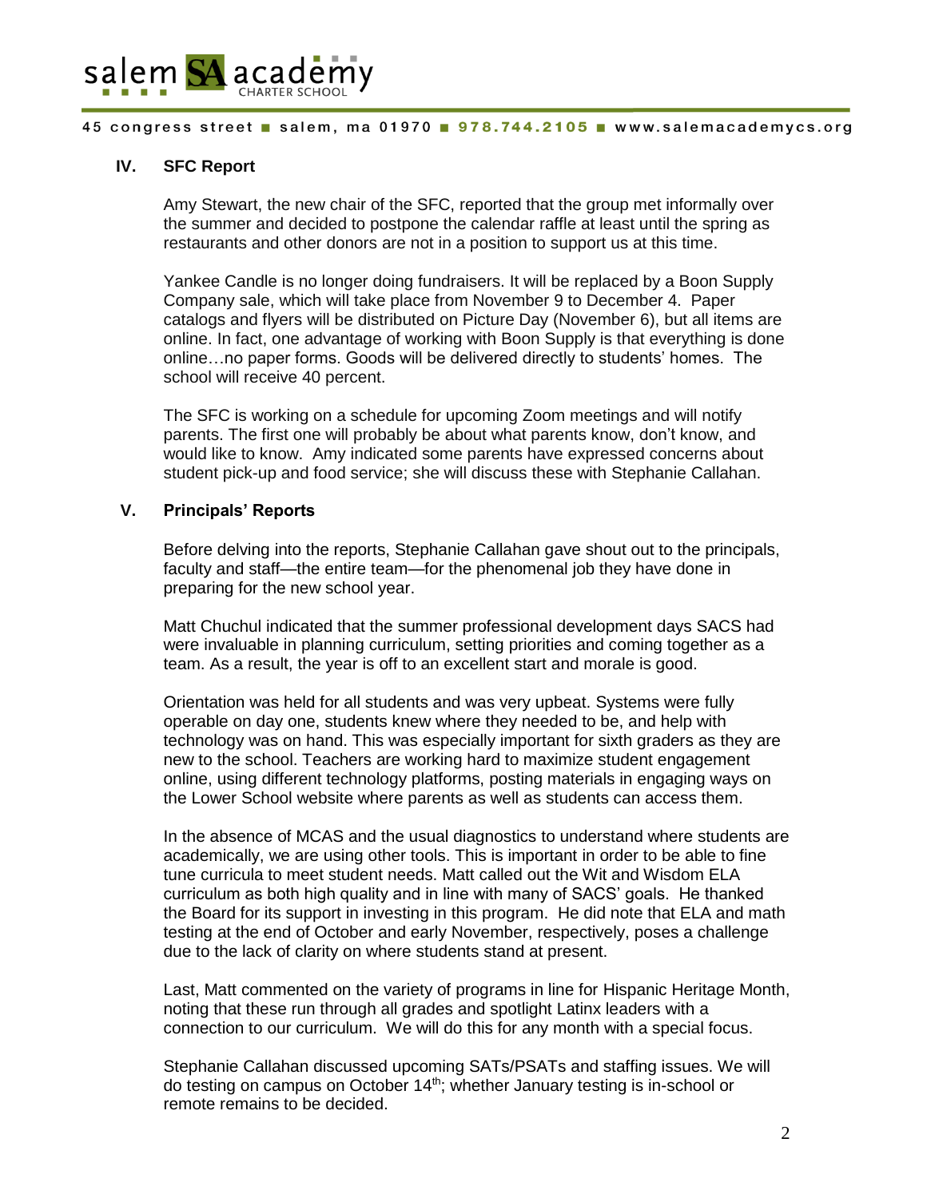## IV. SFC Report

Amy Stewart, the new chair of the SFC, reported that the group met informally over the summer and decided to postpone the calendar raffle at least until the spring as restaurants and other donors are not in a position to support us at this time.

Yankee Candle is no longer doing fundraisers. It will be replaced by a Boon Supply Company sale, which will take place from November 9 to December 4. Paper catalogs and flyers will be distributed on Picture Day (November 6), but all items are online. In fact, one advantage of working with Boon Supply is that everything is done online…no paper forms. Goods will be delivered directly to students' homes. The school will receive 40 percent.

The SFC is working on a schedule for upcoming Zoom meetings and will notify parents. The first one will probably be about what parents know, don't know, and would like to know. Amy indicated some parents have expressed concerns about student pick-up and food service; she will discuss these with Stephanie Callahan.

## V. Principals' Reports

Before delving into the reports, Stephanie Callahan gave shout out to the principals, faculty and staff—the entire team—for the phenomenal job they have done in preparing for the new school year.

Matt Chuchul indicated that the summer professional development days SACS had were invaluable in planning curriculum, setting priorities and coming together as a team. As a result, the year is off to an excellent start and morale is good.

Orientation was held for all students and was very upbeat. Systems were fully operable on day one, students knew where they needed to be, and help with technology was on hand. This was especially important for sixth graders as they are new to the school. Teachers are working hard to maximize student engagement online, using different technology platforms, posting materials in engaging ways on the Lower School website where parents as well as students can access them.

In the absence of MCAS and the usual diagnostics to understand where students are academically, we are using other tools. This is important in order to be able to fine tune curricula to meet student needs. Matt called out the Wit and Wisdom ELA curriculum as both high quality and in line with many of SACS' goals. He thanked the Board for its support in investing in this program. He did note that ELA and math testing at the end of October and early November, respectively, poses a challenge due to the lack of clarity on where students stand at present.

Last, Matt commented on the variety of programs in line for Hispanic Heritage Month, noting that these run through all grades and spotlight Latinx leaders with a connection to our curriculum. We will do this for any month with a special focus.

Stephanie Callahan discussed upcoming SATs/PSATs and staffing issues. We will do testing on campus on October 14th; whether January testing is in-school or remote remains to be decided.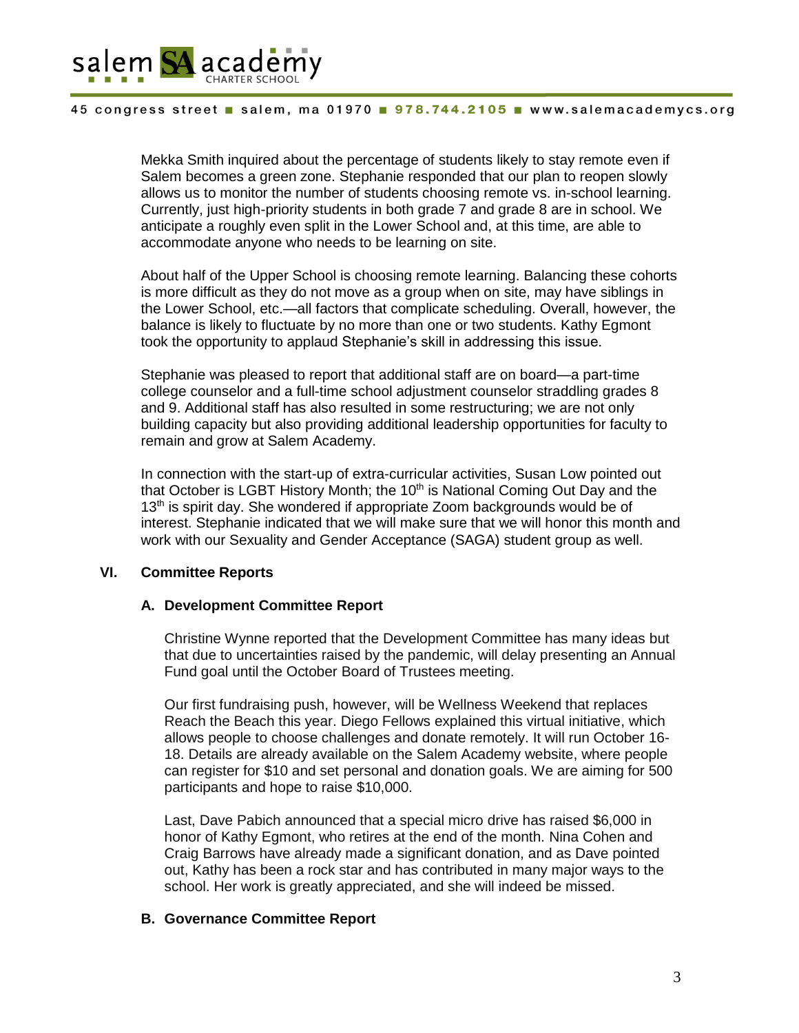Mekka Smith inquired about the percentage of students likely to stay remote even if Salem becomes a green zone. Stephanie responded that our plan to reopen slowly allows us to monitor the number of students choosing remote vs. in-school learning. Currently, just high-priority students in both grade 7 and grade 8 are in school. We anticipate a roughly even split in the Lower School and, at this time, are able to accommodate anyone who needs to be learning on site.

About half of the Upper School is choosing remote learning. Balancing these cohorts is more difficult as they do not move as a group when on site, may have siblings in the Lower School, etc.—all factors that complicate scheduling. Overall, however, the balance is likely to fluctuate by no more than one or two students. Kathy Egmont took the opportunity to applaud Stephanie's skill in addressing this issue.

Stephanie was pleased to report that additional staff are on board—a part-time college counselor and a full-time school adjustment counselor straddling grades 8 and 9. Additional staff has also resulted in some restructuring; we are not only building capacity but also providing additional leadership opportunities for faculty to remain and grow at Salem Academy.

In connection with the start-up of extra-curricular activities, Susan Low pointed out that October is LGBT History Month; the 10th is National Coming Out Day and the 13th is spirit day. She wondered if appropriate Zoom backgrounds would be of interest. Stephanie indicated that we will make sure that we will honor this month and work with our Sexuality and Gender Acceptance (SAGA) student group as well.

## VI. Committee Reports

### A. Development Committee Report

Christine Wynne reported that the Development Committee has many ideas but that due to uncertainties raised by the pandemic, will delay presenting an Annual Fund goal until the October Board of Trustees meeting.

Our first fundraising push, however, will be Wellness Weekend that replaces Reach the Beach this year. Diego Fellows explained this virtual initiative, which allows people to choose challenges and donate remotely. It will run October 16-18. Details are already available on the Salem Academy website, where people can register for $10 and set personal and donation goals. We are aiming for 500 participants and hope to raise $10,000.

Last, Dave Pabich announced that a special micro drive has raised $6,000 in honor of Kathy Egmont, who retires at the end of the month. Nina Cohen and Craig Barrows have already made a significant donation, and as Dave pointed out, Kathy has been a rock star and has contributed in many major ways to the school. Her work is greatly appreciated, and she will indeed be missed.

### B. Governance Committee Report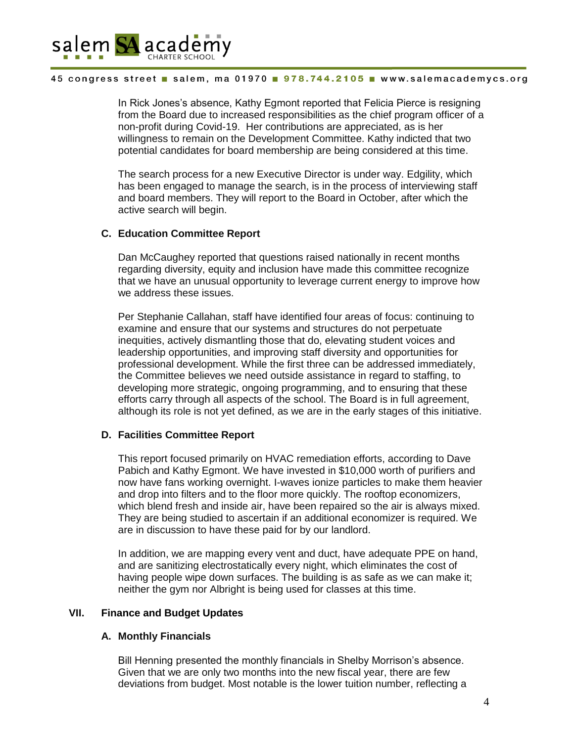In Rick Jones's absence, Kathy Egmont reported that Felicia Pierce is resigning from the Board due to increased responsibilities as the chief program officer of a non-profit during Covid-19. Her contributions are appreciated, as is her willingness to remain on the Development Committee. Kathy indicted that two potential candidates for board membership are being considered at this time.

The search process for a new Executive Director is under way. Edgility, which has been engaged to manage the search, is in the process of interviewing staff and board members. They will report to the Board in October, after which the active search will begin.

### C. Education Committee Report

Dan McCaughey reported that questions raised nationally in recent months regarding diversity, equity and inclusion have made this committee recognize that we have an unusual opportunity to leverage current energy to improve how we address these issues.

Per Stephanie Callahan, staff have identified four areas of focus: continuing to examine and ensure that our systems and structures do not perpetuate inequities, actively dismantling those that do, elevating student voices and leadership opportunities, and improving staff diversity and opportunities for professional development. While the first three can be addressed immediately, the Committee believes we need outside assistance in regard to staffing, to developing more strategic, ongoing programming, and to ensuring that these efforts carry through all aspects of the school. The Board is in full agreement, although its role is not yet defined, as we are in the early stages of this initiative.

### D. Facilities Committee Report

This report focused primarily on HVAC remediation efforts, according to Dave Pabich and Kathy Egmont. We have invested in $10,000 worth of purifiers and now have fans working overnight. I-waves ionize particles to make them heavier and drop into filters and to the floor more quickly. The rooftop economizers, which blend fresh and inside air, have been repaired so the air is always mixed. They are being studied to ascertain if an additional economizer is required. We are in discussion to have these paid for by our landlord.

In addition, we are mapping every vent and duct, have adequate PPE on hand, and are sanitizing electrostatically every night, which eliminates the cost of having people wipe down surfaces. The building is as safe as we can make it; neither the gym nor Albright is being used for classes at this time.

## VII. Finance and Budget Updates

### A. Monthly Financials

Bill Henning presented the monthly financials in Shelby Morrison's absence. Given that we are only two months into the new fiscal year, there are few deviations from budget. Most notable is the lower tuition number, reflecting a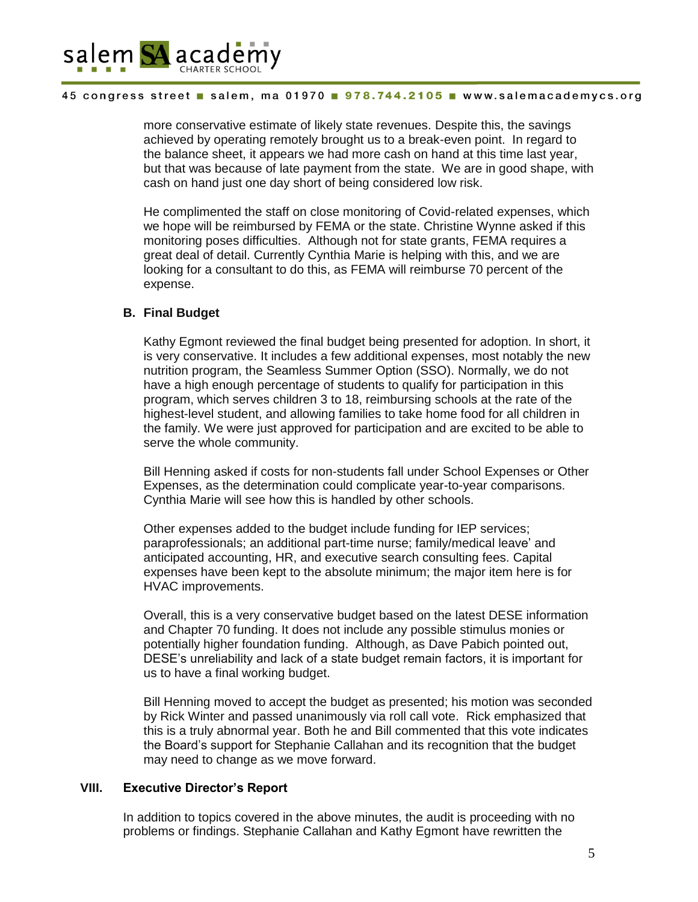more conservative estimate of likely state revenues. Despite this, the savings achieved by operating remotely brought us to a break-even point. In regard to the balance sheet, it appears we had more cash on hand at this time last year, but that was because of late payment from the state. We are in good shape, with cash on hand just one day short of being considered low risk.

He complimented the staff on close monitoring of Covid-related expenses, which we hope will be reimbursed by FEMA or the state. Christine Wynne asked if this monitoring poses difficulties. Although not for state grants, FEMA requires a great deal of detail. Currently Cynthia Marie is helping with this, and we are looking for a consultant to do this, as FEMA will reimburse 70 percent of the expense.

### B. Final Budget

Kathy Egmont reviewed the final budget being presented for adoption. In short, it is very conservative. It includes a few additional expenses, most notably the new nutrition program, the Seamless Summer Option (SSO). Normally, we do not have a high enough percentage of students to qualify for participation in this program, which serves children 3 to 18, reimbursing schools at the rate of the highest-level student, and allowing families to take home food for all children in the family. We were just approved for participation and are excited to be able to serve the whole community.

Bill Henning asked if costs for non-students fall under School Expenses or Other Expenses, as the determination could complicate year-to-year comparisons. Cynthia Marie will see how this is handled by other schools.

Other expenses added to the budget include funding for IEP services; paraprofessionals; an additional part-time nurse; family/medical leave' and anticipated accounting, HR, and executive search consulting fees. Capital expenses have been kept to the absolute minimum; the major item here is for HVAC improvements.

Overall, this is a very conservative budget based on the latest DESE information and Chapter 70 funding. It does not include any possible stimulus monies or potentially higher foundation funding. Although, as Dave Pabich pointed out, DESE's unreliability and lack of a state budget remain factors, it is important for us to have a final working budget.

Bill Henning moved to accept the budget as presented; his motion was seconded by Rick Winter and passed unanimously via roll call vote. Rick emphasized that this is a truly abnormal year. Both he and Bill commented that this vote indicates the Board's support for Stephanie Callahan and its recognition that the budget may need to change as we move forward.

## VIII. Executive Director's Report

In addition to topics covered in the above minutes, the audit is proceeding with no problems or findings. Stephanie Callahan and Kathy Egmont have rewritten the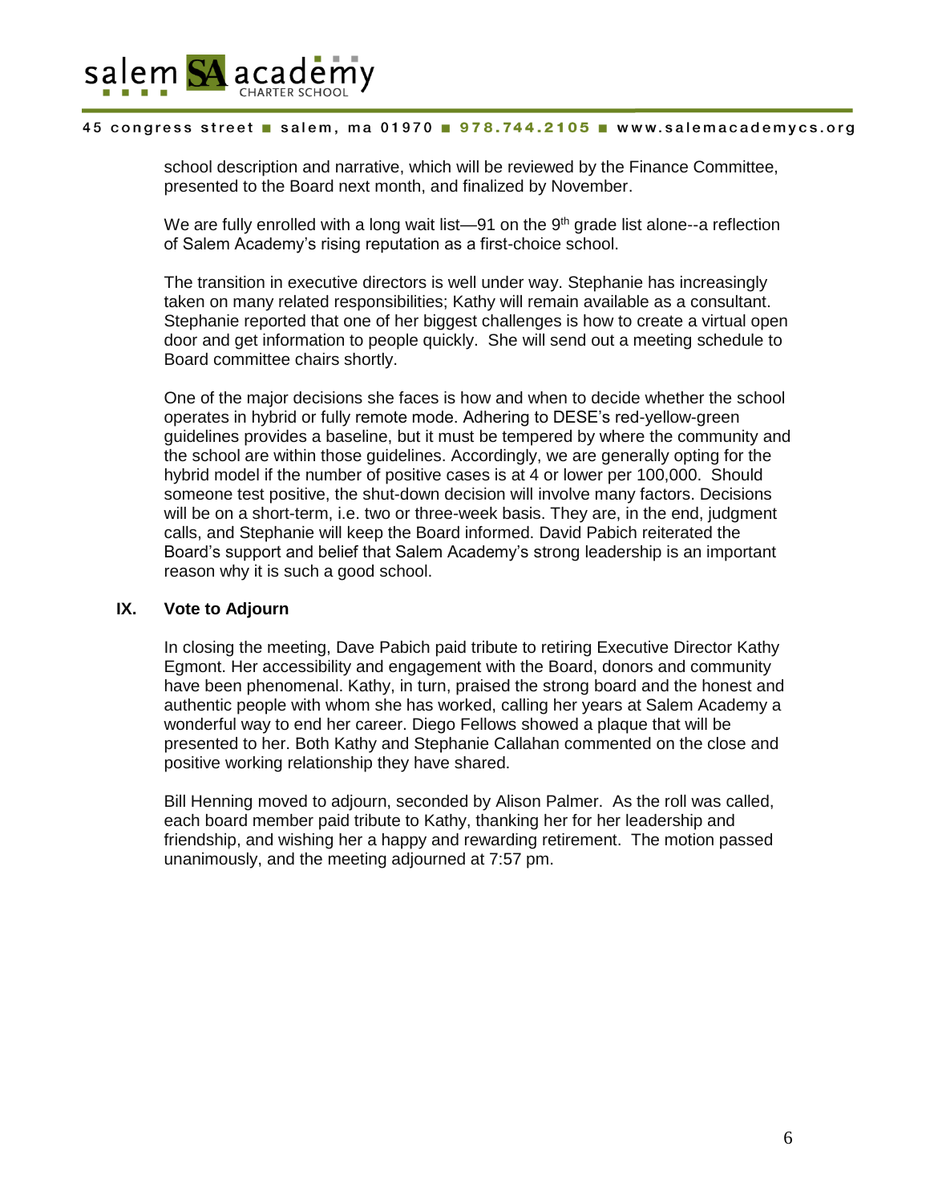school description and narrative, which will be reviewed by the Finance Committee, presented to the Board next month, and finalized by November.

We are fully enrolled with a long wait list—91 on the 9th grade list alone--a reflection of Salem Academy's rising reputation as a first-choice school.

The transition in executive directors is well under way. Stephanie has increasingly taken on many related responsibilities; Kathy will remain available as a consultant. Stephanie reported that one of her biggest challenges is how to create a virtual open door and get information to people quickly. She will send out a meeting schedule to Board committee chairs shortly.

One of the major decisions she faces is how and when to decide whether the school operates in hybrid or fully remote mode. Adhering to DESE's red-yellow-green guidelines provides a baseline, but it must be tempered by where the community and the school are within those guidelines. Accordingly, we are generally opting for the hybrid model if the number of positive cases is at 4 or lower per 100,000. Should someone test positive, the shut-down decision will involve many factors. Decisions will be on a short-term, i.e. two or three-week basis. They are, in the end, judgment calls, and Stephanie will keep the Board informed. David Pabich reiterated the Board's support and belief that Salem Academy's strong leadership is an important reason why it is such a good school.

## IX. Vote to Adjourn

In closing the meeting, Dave Pabich paid tribute to retiring Executive Director Kathy Egmont. Her accessibility and engagement with the Board, donors and community have been phenomenal. Kathy, in turn, praised the strong board and the honest and authentic people with whom she has worked, calling her years at Salem Academy a wonderful way to end her career. Diego Fellows showed a plaque that will be presented to her. Both Kathy and Stephanie Callahan commented on the close and positive working relationship they have shared.

Bill Henning moved to adjourn, seconded by Alison Palmer. As the roll was called, each board member paid tribute to Kathy, thanking her for her leadership and friendship, and wishing her a happy and rewarding retirement. The motion passed unanimously, and the meeting adjourned at 7:57 pm.